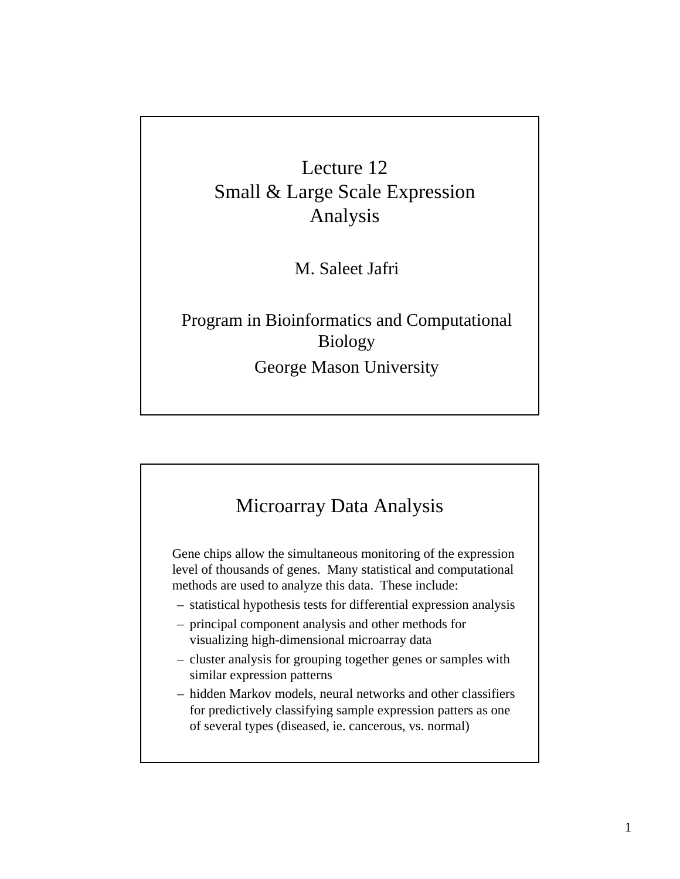# Lecture 12
# Small & Large Scale Expression Analysis

M. Saleet Jafri

Program in Bioinformatics and Computational Biology

George Mason University

## Microarray Data Analysis

Gene chips allow the simultaneous monitoring of the expression level of thousands of genes. Many statistical and computational methods are used to analyze this data. These include:

- statistical hypothesis tests for differential expression analysis
- principal component analysis and other methods for visualizing high-dimensional microarray data
- cluster analysis for grouping together genes or samples with similar expression patterns
- hidden Markov models, neural networks and other classifiers for predictively classifying sample expression patters as one of several types (diseased, ie. cancerous, vs. normal)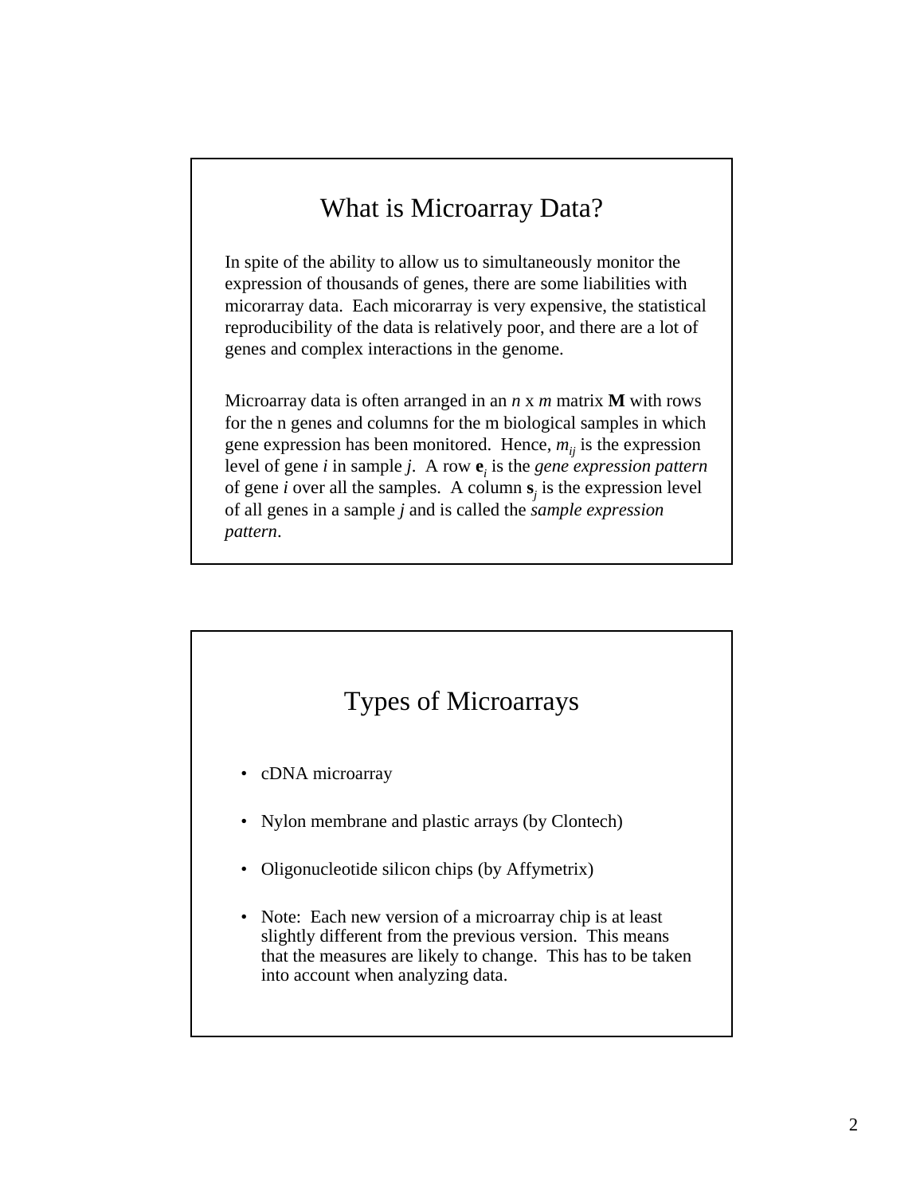## What is Microarray Data?

In spite of the ability to allow us to simultaneously monitor the expression of thousands of genes, there are some liabilities with micorarray data. Each micorarray is very expensive, the statistical reproducibility of the data is relatively poor, and there are a lot of genes and complex interactions in the genome.

Microarray data is often arranged in an $n$ x $m$ matrix $\mathbf{M}$ with rows for the n genes and columns for the m biological samples in which gene expression has been monitored. Hence, $m_{ij}$ is the expression level of gene $i$ in sample $j$. A row $\mathbf{e}_i$ is the *gene expression pattern* of gene $i$ over all the samples. A column $\mathbf{s}_j$ is the expression level of all genes in a sample $j$ and is called the *sample expression pattern*.

## Types of Microarrays

- cDNA microarray
- Nylon membrane and plastic arrays (by Clontech)
- Oligonucleotide silicon chips (by Affymetrix)
- Note: Each new version of a microarray chip is at least slightly different from the previous version. This means that the measures are likely to change. This has to be taken into account when analyzing data.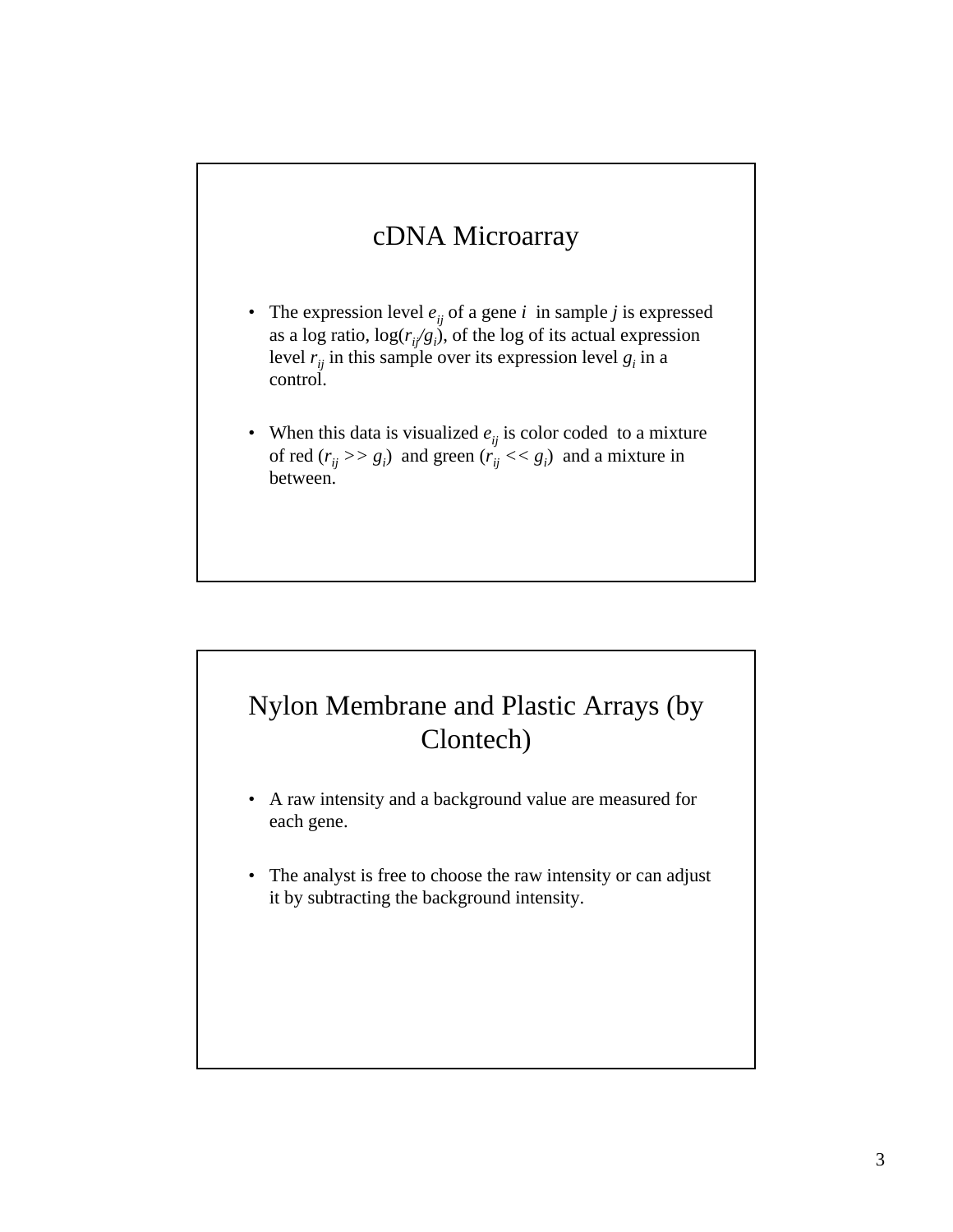## cDNA Microarray

- The expression level $e_{ij}$ of a gene $i$ in sample $j$ is expressed as a log ratio, $\log(r_{ij}/g_i)$, of the log of its actual expression level $r_{ij}$ in this sample over its expression level $g_i$ in a control.
- When this data is visualized $e_{ij}$ is color coded to a mixture of red ($r_{ij} >> g_i$) and green ($r_{ij} << g_i$) and a mixture in between.

## Nylon Membrane and Plastic Arrays (by Clontech)

- A raw intensity and a background value are measured for each gene.
- The analyst is free to choose the raw intensity or can adjust it by subtracting the background intensity.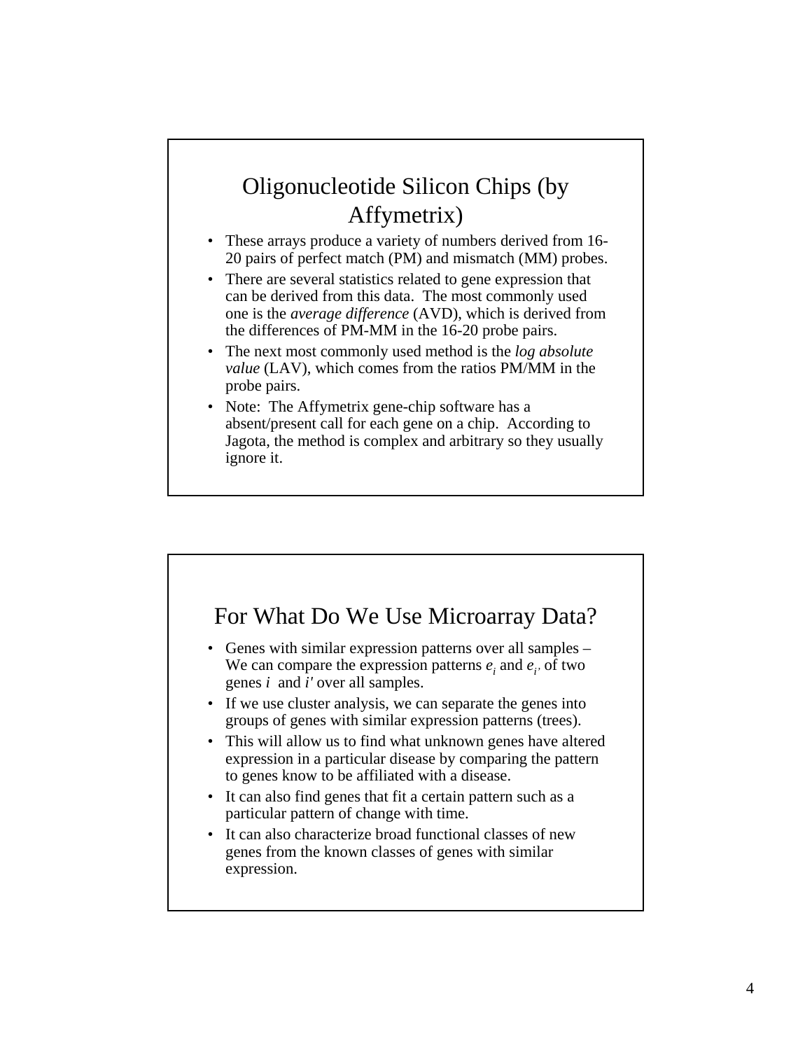## Oligonucleotide Silicon Chips (by Affymetrix)

- These arrays produce a variety of numbers derived from 16-20 pairs of perfect match (PM) and mismatch (MM) probes.
- There are several statistics related to gene expression that can be derived from this data. The most commonly used one is the *average difference* (AVD), which is derived from the differences of PM-MM in the 16-20 probe pairs.
- The next most commonly used method is the *log absolute value* (LAV), which comes from the ratios PM/MM in the probe pairs.
- Note: The Affymetrix gene-chip software has a absent/present call for each gene on a chip. According to Jagota, the method is complex and arbitrary so they usually ignore it.

## For What Do We Use Microarray Data?

- Genes with similar expression patterns over all samples – We can compare the expression patterns $e_i$ and $e_{i'}$ of two genes $i$ and $i'$ over all samples.
- If we use cluster analysis, we can separate the genes into groups of genes with similar expression patterns (trees).
- This will allow us to find what unknown genes have altered expression in a particular disease by comparing the pattern to genes know to be affiliated with a disease.
- It can also find genes that fit a certain pattern such as a particular pattern of change with time.
- It can also characterize broad functional classes of new genes from the known classes of genes with similar expression.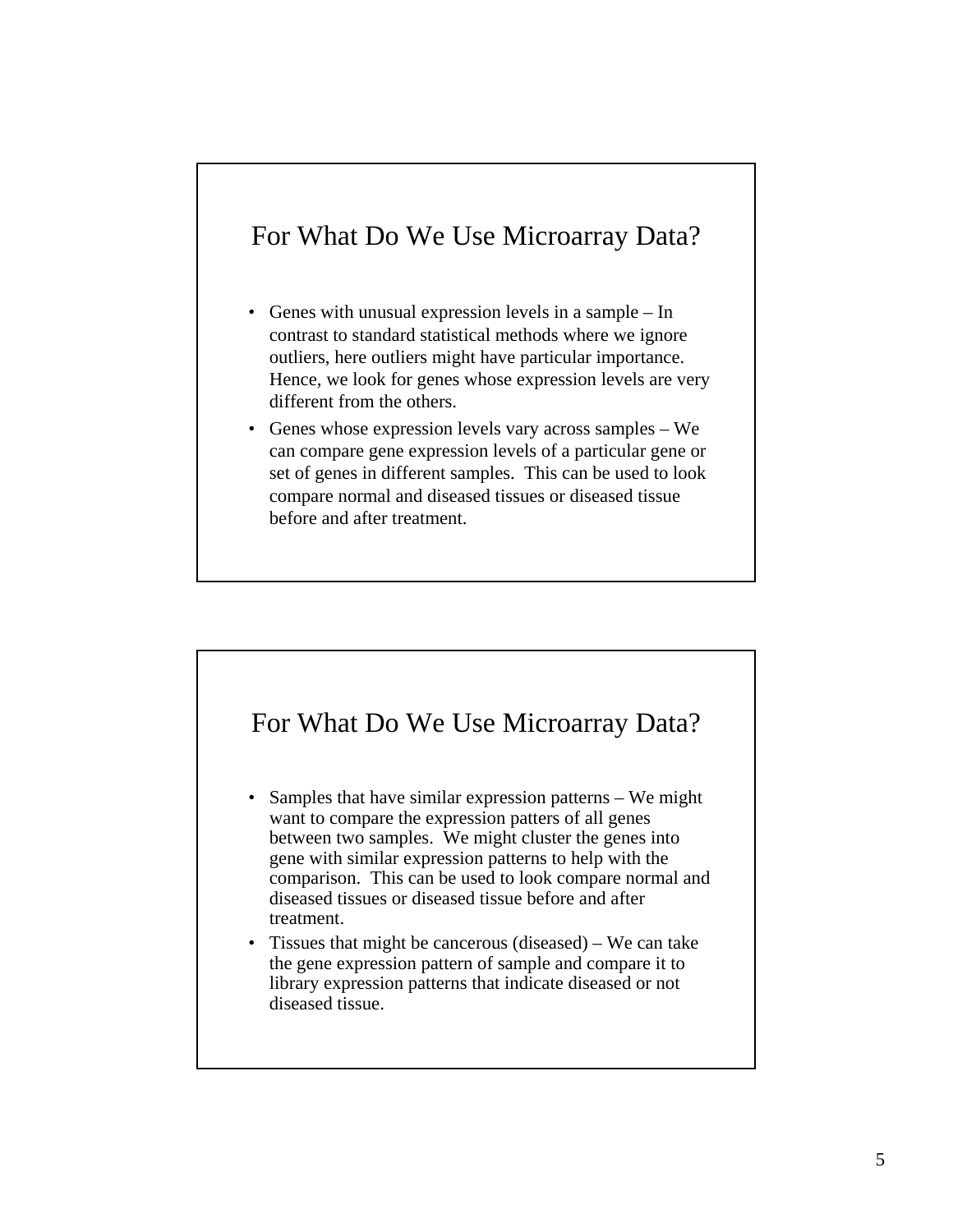## For What Do We Use Microarray Data?

- Genes with unusual expression levels in a sample – In contrast to standard statistical methods where we ignore outliers, here outliers might have particular importance. Hence, we look for genes whose expression levels are very different from the others.
- Genes whose expression levels vary across samples – We can compare gene expression levels of a particular gene or set of genes in different samples. This can be used to look compare normal and diseased tissues or diseased tissue before and after treatment.

## For What Do We Use Microarray Data?

- Samples that have similar expression patterns – We might want to compare the expression patters of all genes between two samples. We might cluster the genes into gene with similar expression patterns to help with the comparison. This can be used to look compare normal and diseased tissues or diseased tissue before and after treatment.
- Tissues that might be cancerous (diseased) – We can take the gene expression pattern of sample and compare it to library expression patterns that indicate diseased or not diseased tissue.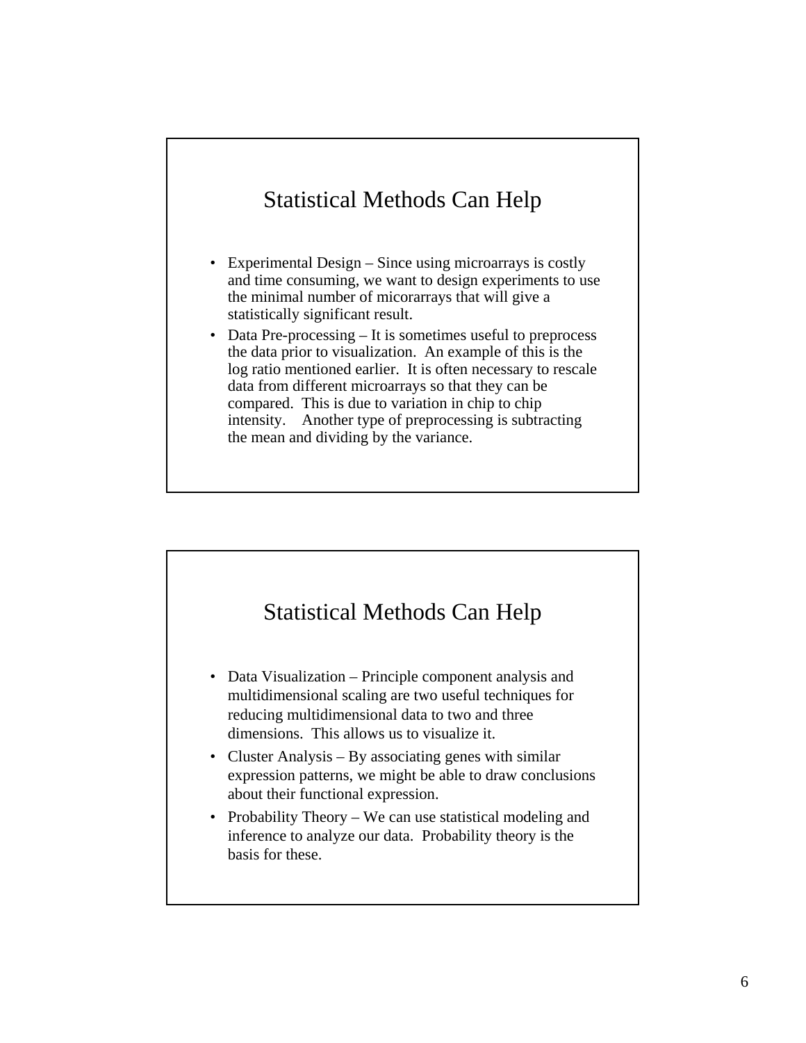## Statistical Methods Can Help

- Experimental Design – Since using microarrays is costly and time consuming, we want to design experiments to use the minimal number of micorarrays that will give a statistically significant result.
- Data Pre-processing – It is sometimes useful to preprocess the data prior to visualization. An example of this is the log ratio mentioned earlier. It is often necessary to rescale data from different microarrays so that they can be compared. This is due to variation in chip to chip intensity. Another type of preprocessing is subtracting the mean and dividing by the variance.

## Statistical Methods Can Help

- Data Visualization – Principle component analysis and multidimensional scaling are two useful techniques for reducing multidimensional data to two and three dimensions. This allows us to visualize it.
- Cluster Analysis – By associating genes with similar expression patterns, we might be able to draw conclusions about their functional expression.
- Probability Theory – We can use statistical modeling and inference to analyze our data. Probability theory is the basis for these.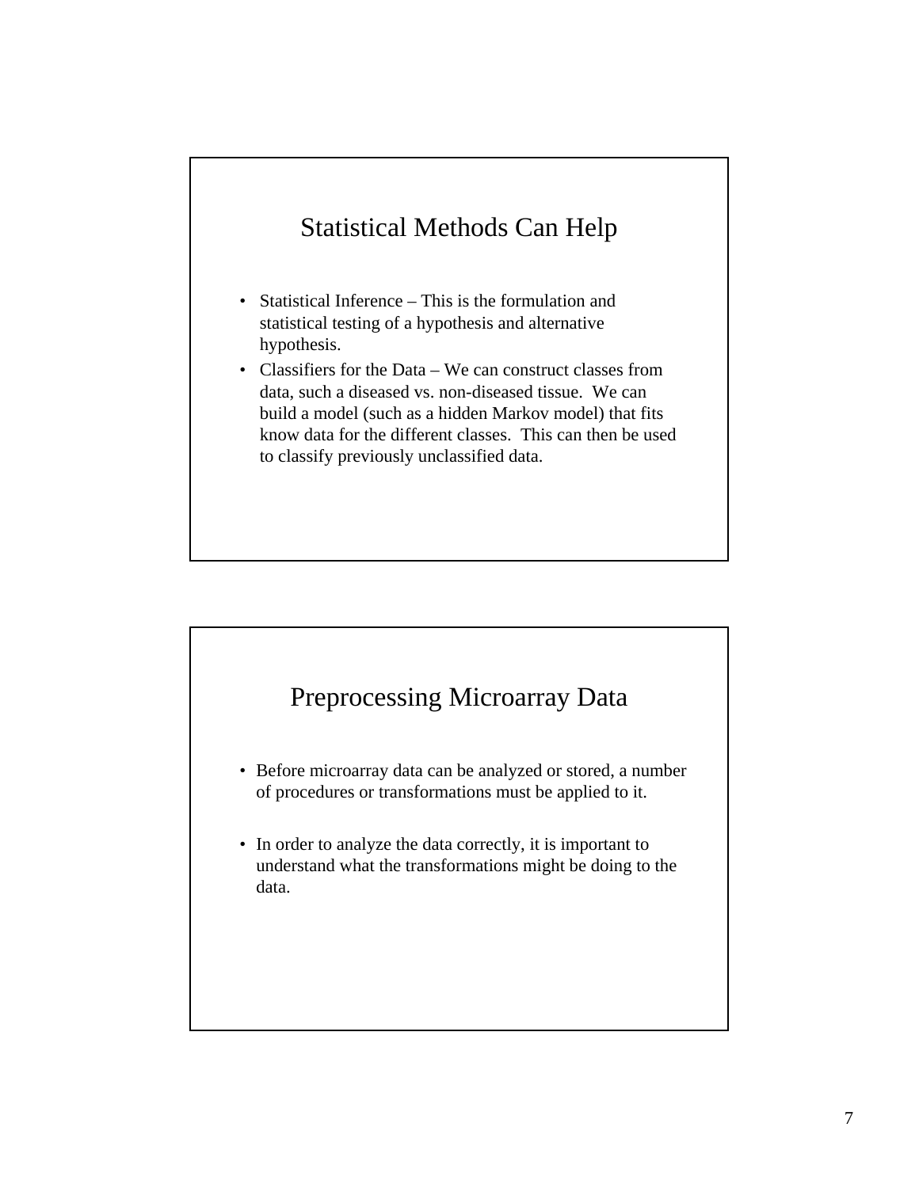## Statistical Methods Can Help

- Statistical Inference – This is the formulation and statistical testing of a hypothesis and alternative hypothesis.
- Classifiers for the Data – We can construct classes from data, such a diseased vs. non-diseased tissue. We can build a model (such as a hidden Markov model) that fits know data for the different classes. This can then be used to classify previously unclassified data.

## Preprocessing Microarray Data

- Before microarray data can be analyzed or stored, a number of procedures or transformations must be applied to it.
- In order to analyze the data correctly, it is important to understand what the transformations might be doing to the data.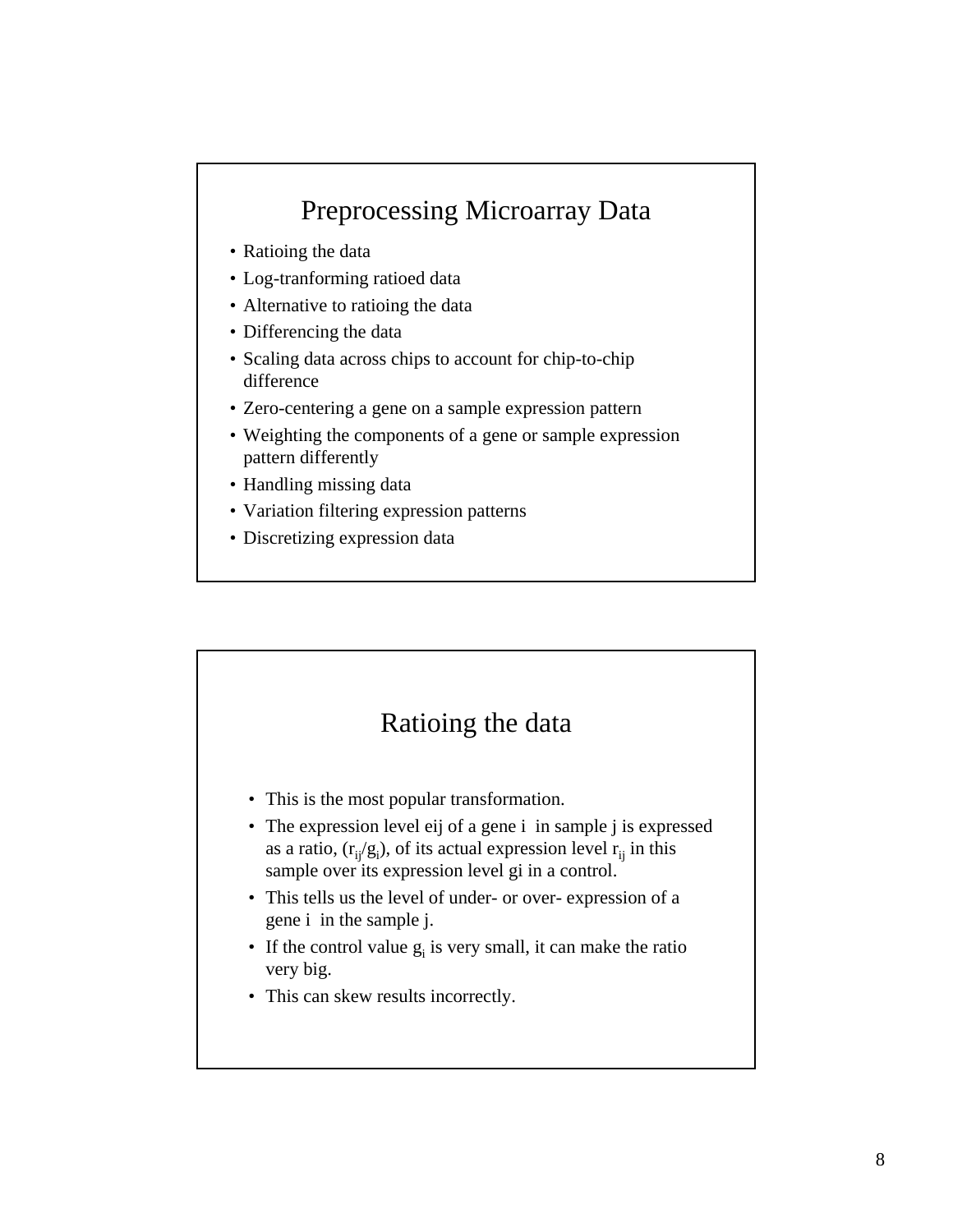## Preprocessing Microarray Data

- Ratioing the data
- Log-tranforming ratioed data
- Alternative to ratioing the data
- Differencing the data
- Scaling data across chips to account for chip-to-chip difference
- Zero-centering a gene on a sample expression pattern
- Weighting the components of a gene or sample expression pattern differently
- Handling missing data
- Variation filtering expression patterns
- Discretizing expression data

## Ratioing the data

- This is the most popular transformation.
- The expression level eij of a gene i in sample j is expressed as a ratio, ($r_{ij}/g_i$), of its actual expression level $r_{ij}$ in this sample over its expression level gi in a control.
- This tells us the level of under- or over- expression of a gene i in the sample j.
- If the control value $g_i$ is very small, it can make the ratio very big.
- This can skew results incorrectly.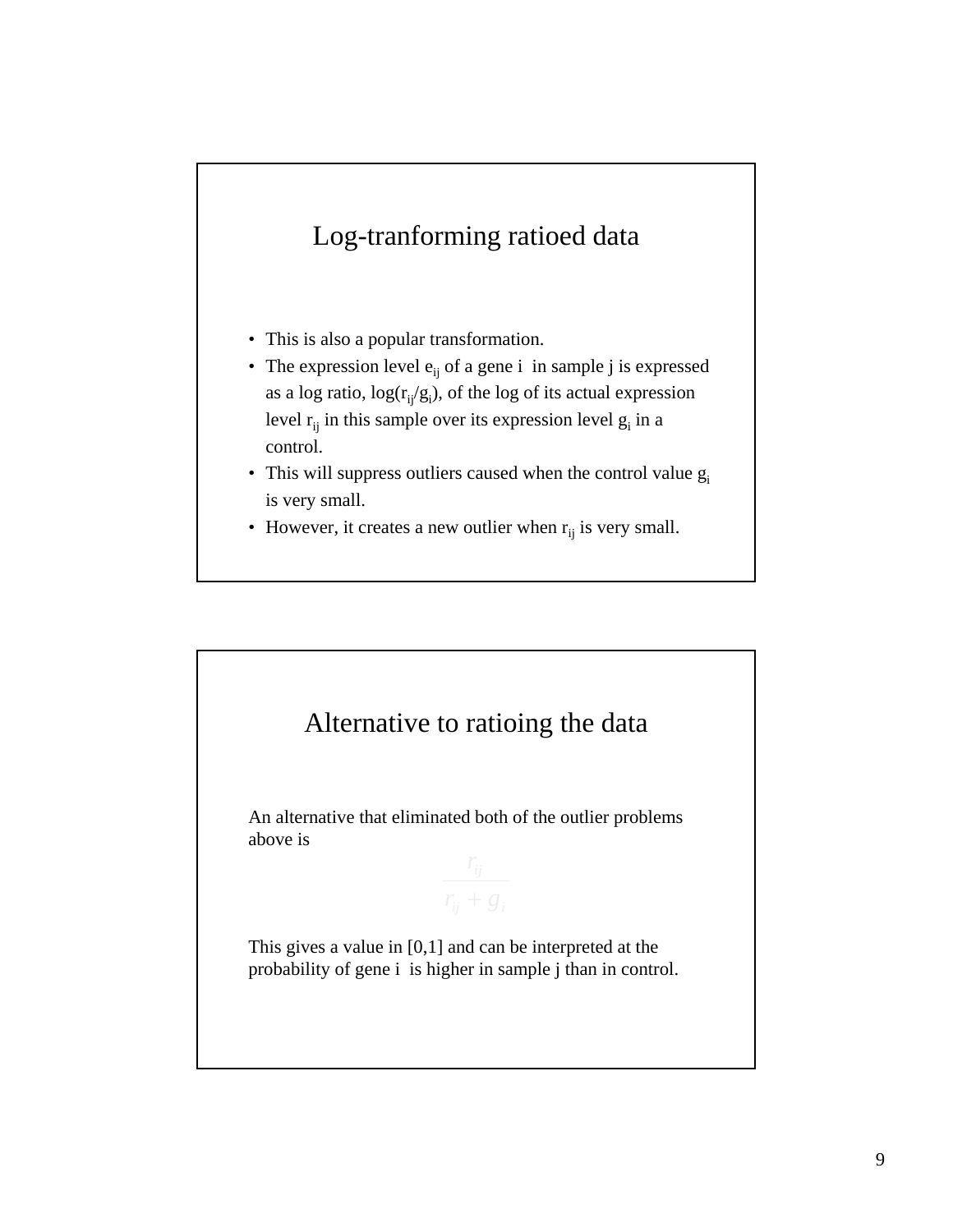## Log-tranforming ratioed data

- This is also a popular transformation.
- The expression level $e_{ij}$ of a gene i in sample j is expressed as a log ratio, $\log(r_{ij}/g_i)$, of the log of its actual expression level $r_{ij}$ in this sample over its expression level $g_i$ in a control.
- This will suppress outliers caused when the control value $g_i$ is very small.
- However, it creates a new outlier when $r_{ij}$ is very small.

## Alternative to ratioing the data

An alternative that eliminated both of the outlier problems above is

$$\frac{r_{ij}}{r_{ij} + g_i}$$

This gives a value in [0,1] and can be interpreted at the probability of gene i is higher in sample j than in control.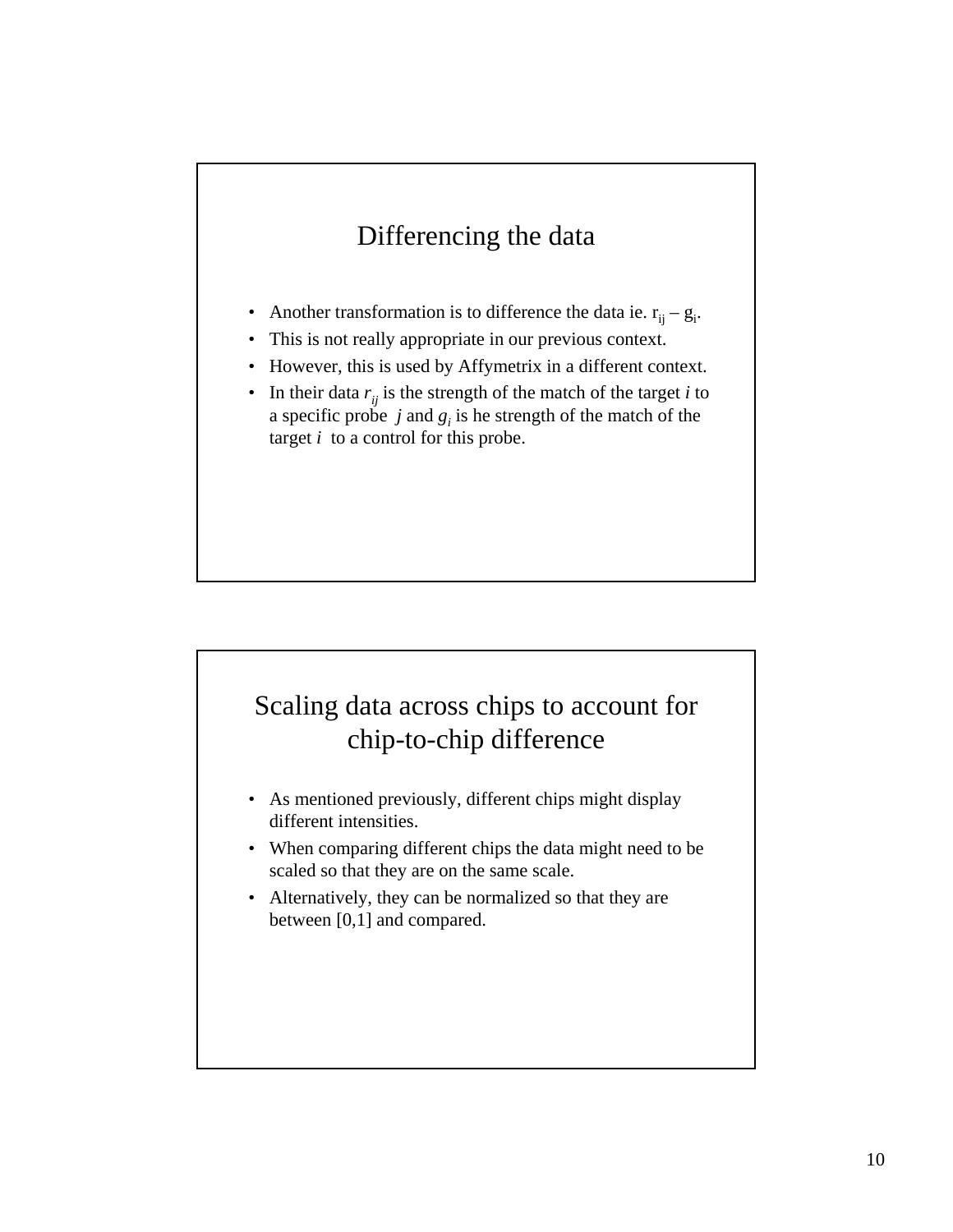## Differencing the data

- Another transformation is to difference the data ie. $r_{ij} - g_i$.
- This is not really appropriate in our previous context.
- However, this is used by Affymetrix in a different context.
- In their data $r_{ij}$ is the strength of the match of the target $i$ to a specific probe $j$ and $g_i$ is he strength of the match of the target $i$ to a control for this probe.

## Scaling data across chips to account for chip-to-chip difference

- As mentioned previously, different chips might display different intensities.
- When comparing different chips the data might need to be scaled so that they are on the same scale.
- Alternatively, they can be normalized so that they are between [0,1] and compared.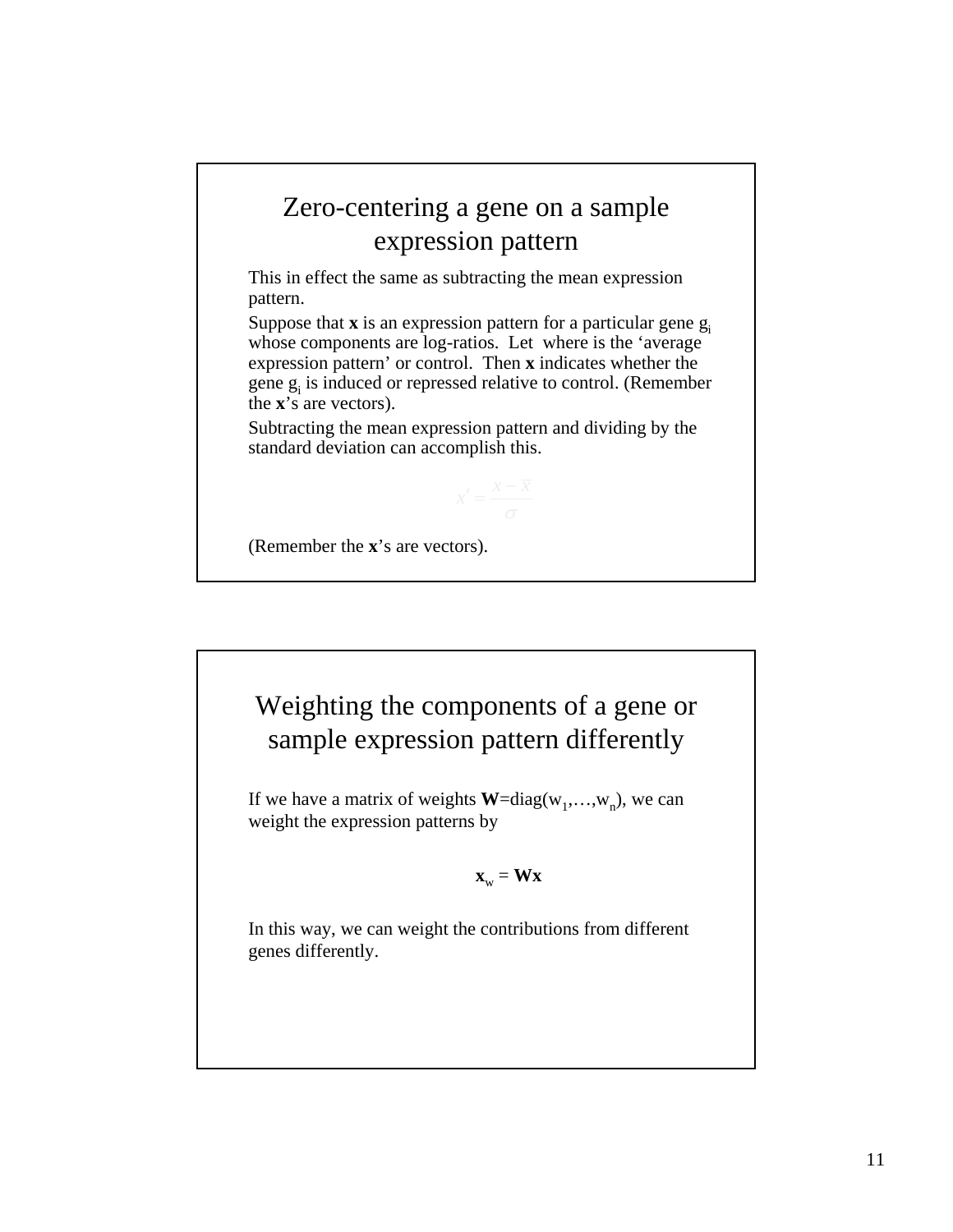## Zero-centering a gene on a sample expression pattern

This in effect the same as subtracting the mean expression pattern.

Suppose that **x** is an expression pattern for a particular gene $g_i$ whose components are log-ratios. Let where is the 'average expression pattern' or control. Then **x** indicates whether the gene $g_i$ is induced or repressed relative to control. (Remember the **x**'s are vectors).

Subtracting the mean expression pattern and dividing by the standard deviation can accomplish this.

$$x' = \frac{x - \bar{x}}{\sigma}$$

(Remember the **x**'s are vectors).

## Weighting the components of a gene or sample expression pattern differently

If we have a matrix of weights $\mathbf{W}=\text{diag}(w_1,\ldots,w_n)$, we can weight the expression patterns by

$$\mathbf{x}_w = \mathbf{W}\mathbf{x}$$

In this way, we can weight the contributions from different genes differently.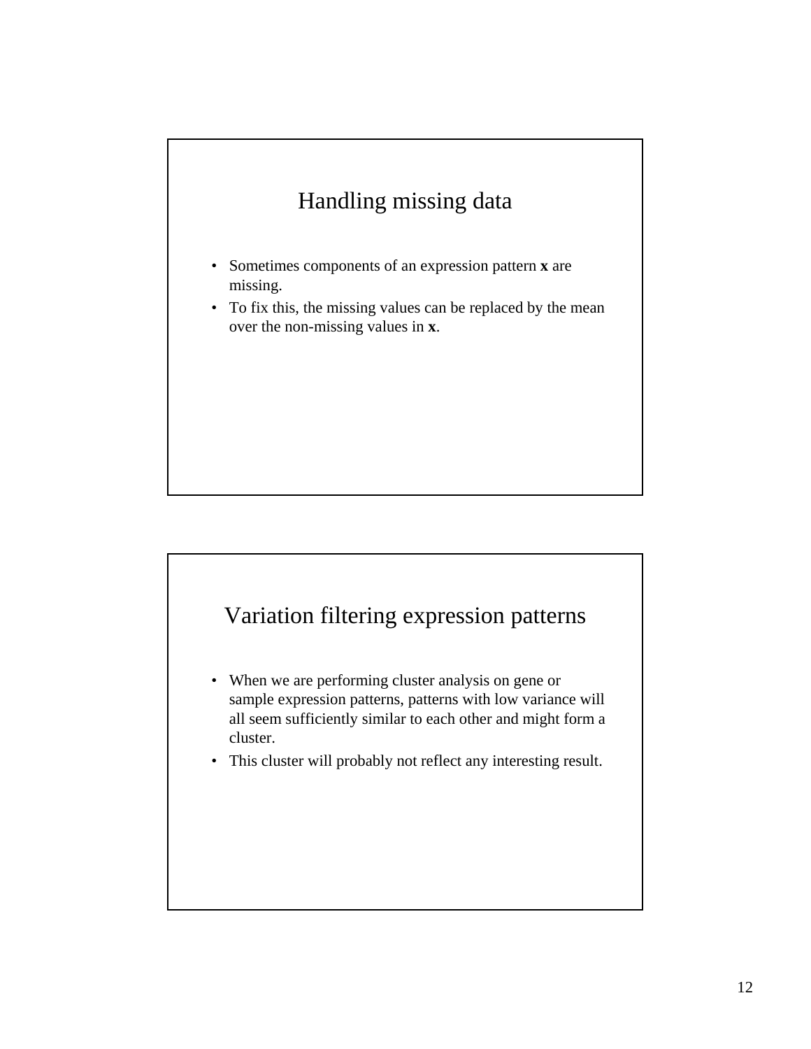## Handling missing data

- Sometimes components of an expression pattern **x** are missing.
- To fix this, the missing values can be replaced by the mean over the non-missing values in **x**.

## Variation filtering expression patterns

- When we are performing cluster analysis on gene or sample expression patterns, patterns with low variance will all seem sufficiently similar to each other and might form a cluster.
- This cluster will probably not reflect any interesting result.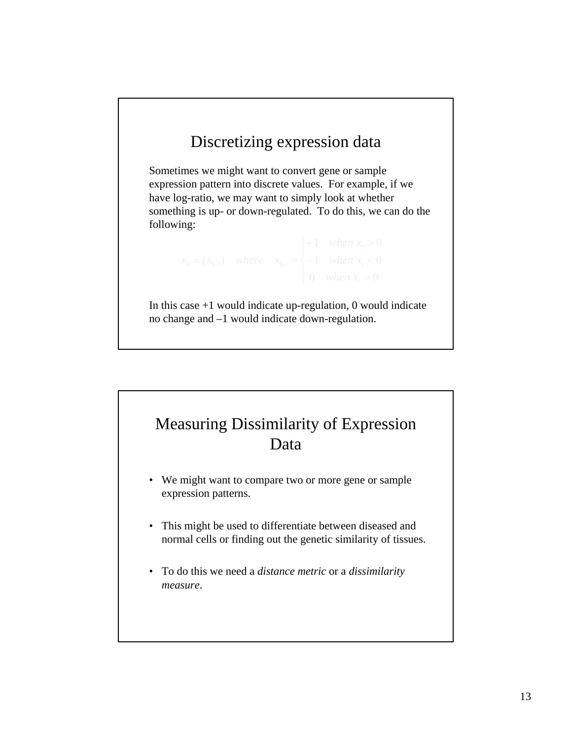## Discretizing expression data

Sometimes we might want to convert gene or sample expression pattern into discrete values. For example, if we have log-ratio, we may want to simply look at whether something is up- or down-regulated. To do this, we can do the following:

$$x_b = (x_{b,i}) \quad where \quad x_{b,i} = \begin{cases} +1 & when\ x_i > 0 \\ -1 & when\ x_i < 0 \\ 0 & when\ x_i = 0 \end{cases}$$

In this case +1 would indicate up-regulation, 0 would indicate no change and –1 would indicate down-regulation.

## Measuring Dissimilarity of Expression Data

- We might want to compare two or more gene or sample expression patterns.
- This might be used to differentiate between diseased and normal cells or finding out the genetic similarity of tissues.
- To do this we need a *distance metric* or a *dissimilarity measure*.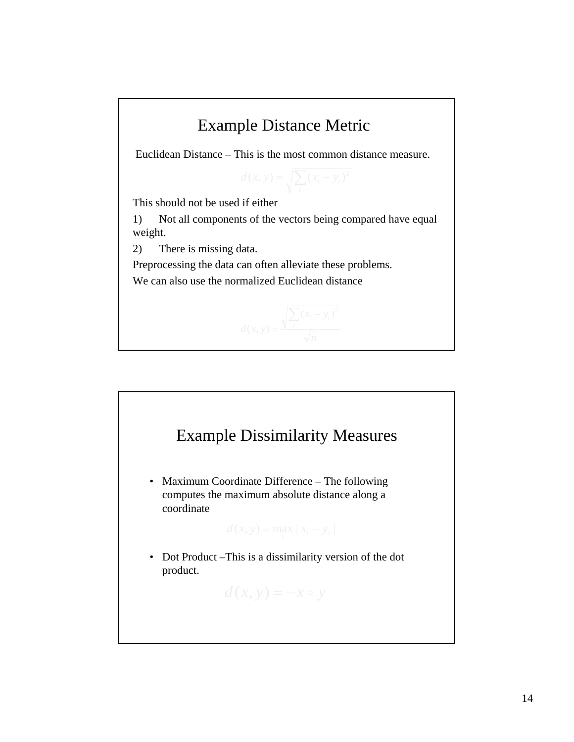## Example Distance Metric

Euclidean Distance – This is the most common distance measure.

$$d(x, y) = \sqrt{\sum_i (x_i - y_i)^2}$$

This should not be used if either

1) Not all components of the vectors being compared have equal weight.
2) There is missing data.

Preprocessing the data can often alleviate these problems.

We can also use the normalized Euclidean distance

$$d(x, y) = \frac{\sqrt{\sum_i (x_i - y_i)^2}}{\sqrt{n}}$$

## Example Dissimilarity Measures

- Maximum Coordinate Difference – The following computes the maximum absolute distance along a coordinate

$$d(x, y) = \max_i | x_i - y_i |$$

- Dot Product –This is a dissimilarity version of the dot product.

$$d(x, y) = -x \circ y$$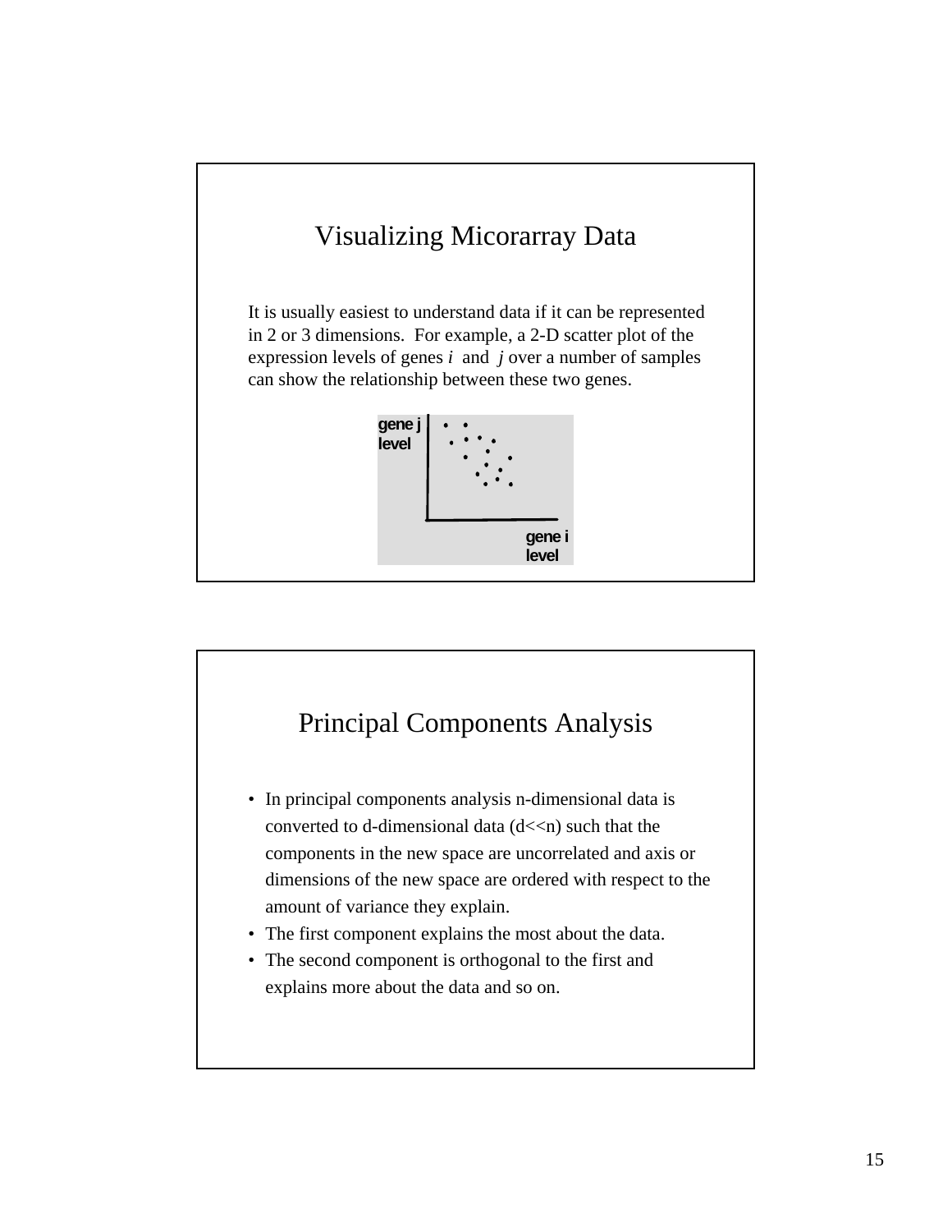## Visualizing Micorarray Data

It is usually easiest to understand data if it can be represented in 2 or 3 dimensions. For example, a 2-D scatter plot of the expression levels of genes *i* and *j* over a number of samples can show the relationship between these two genes.

gene j level

gene i level

## Principal Components Analysis

- In principal components analysis n-dimensional data is converted to d-dimensional data (d<<n) such that the components in the new space are uncorrelated and axis or dimensions of the new space are ordered with respect to the amount of variance they explain.
- The first component explains the most about the data.
- The second component is orthogonal to the first and explains more about the data and so on.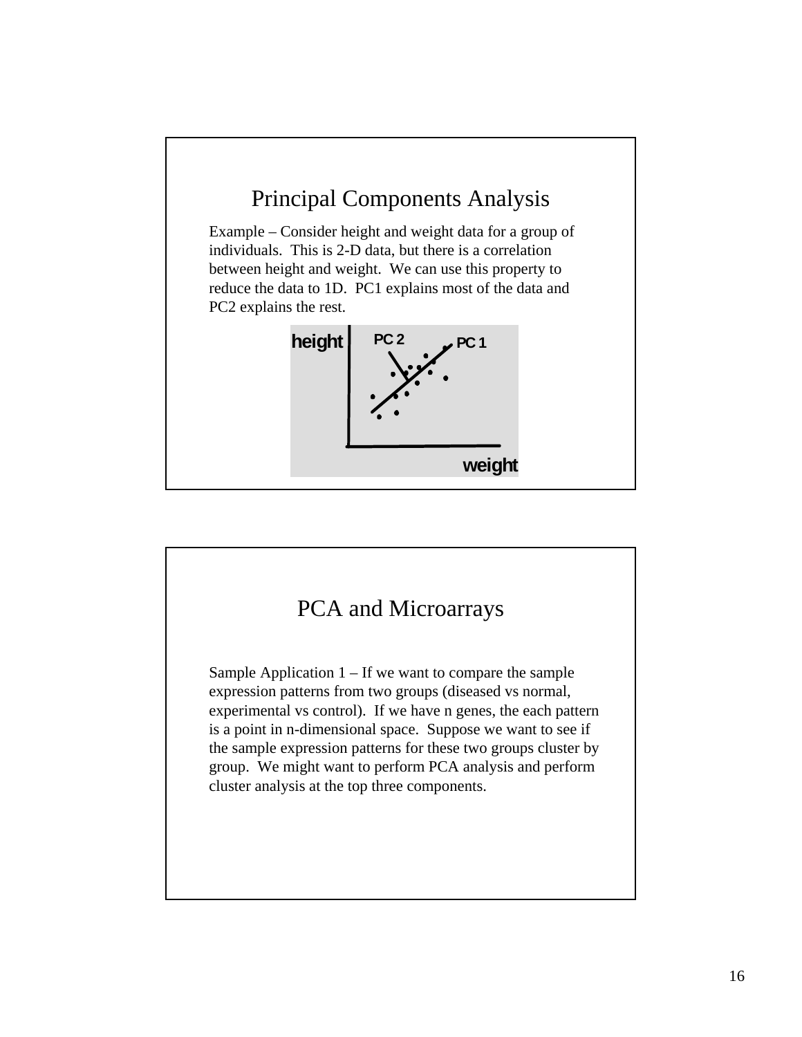## Principal Components Analysis

Example – Consider height and weight data for a group of individuals. This is 2-D data, but there is a correlation between height and weight. We can use this property to reduce the data to 1D. PC1 explains most of the data and PC2 explains the rest.

height PC 2 PC 1

weight

## PCA and Microarrays

Sample Application 1 – If we want to compare the sample expression patterns from two groups (diseased vs normal, experimental vs control). If we have n genes, the each pattern is a point in n-dimensional space. Suppose we want to see if the sample expression patterns for these two groups cluster by group. We might want to perform PCA analysis and perform cluster analysis at the top three components.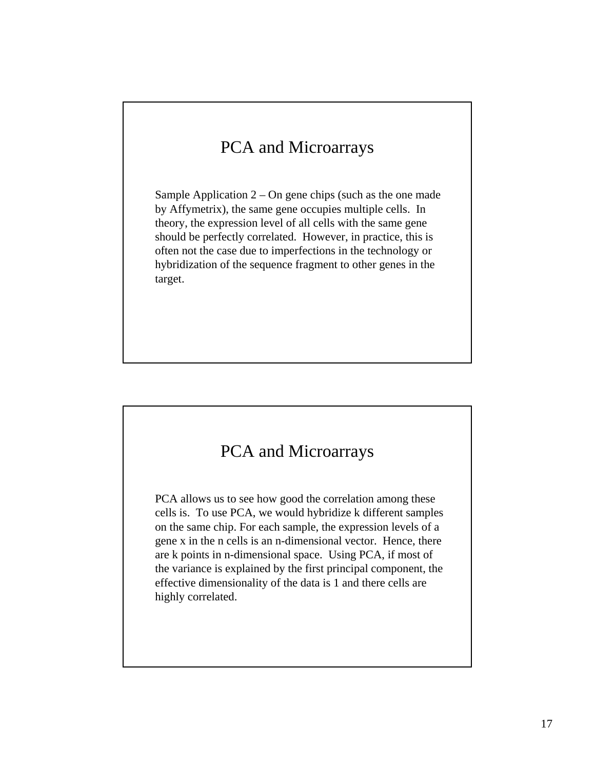## PCA and Microarrays

Sample Application 2 – On gene chips (such as the one made by Affymetrix), the same gene occupies multiple cells. In theory, the expression level of all cells with the same gene should be perfectly correlated. However, in practice, this is often not the case due to imperfections in the technology or hybridization of the sequence fragment to other genes in the target.

## PCA and Microarrays

PCA allows us to see how good the correlation among these cells is. To use PCA, we would hybridize k different samples on the same chip. For each sample, the expression levels of a gene x in the n cells is an n-dimensional vector. Hence, there are k points in n-dimensional space. Using PCA, if most of the variance is explained by the first principal component, the effective dimensionality of the data is 1 and there cells are highly correlated.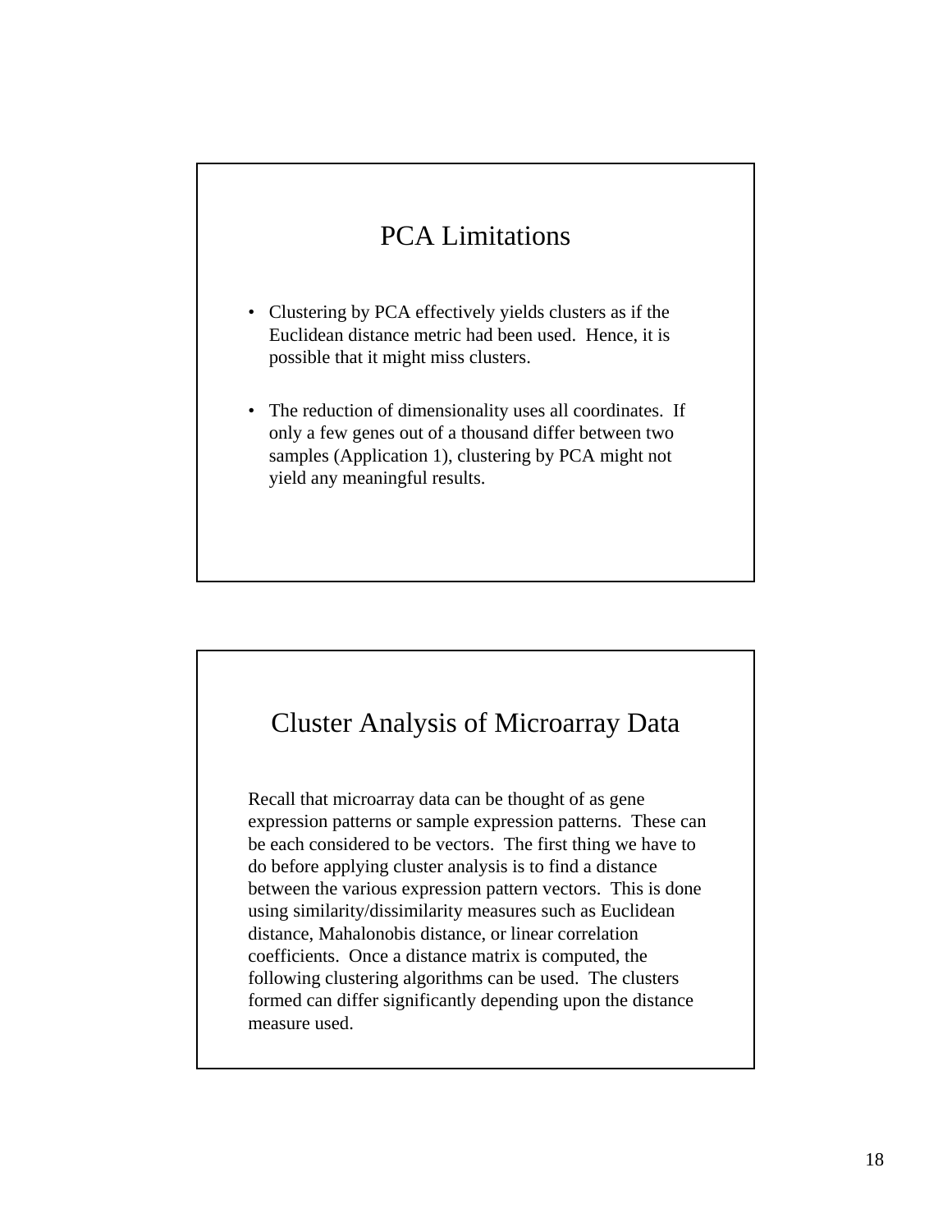## PCA Limitations

- Clustering by PCA effectively yields clusters as if the Euclidean distance metric had been used. Hence, it is possible that it might miss clusters.
- The reduction of dimensionality uses all coordinates. If only a few genes out of a thousand differ between two samples (Application 1), clustering by PCA might not yield any meaningful results.

## Cluster Analysis of Microarray Data

Recall that microarray data can be thought of as gene expression patterns or sample expression patterns. These can be each considered to be vectors. The first thing we have to do before applying cluster analysis is to find a distance between the various expression pattern vectors. This is done using similarity/dissimilarity measures such as Euclidean distance, Mahalonobis distance, or linear correlation coefficients. Once a distance matrix is computed, the following clustering algorithms can be used. The clusters formed can differ significantly depending upon the distance measure used.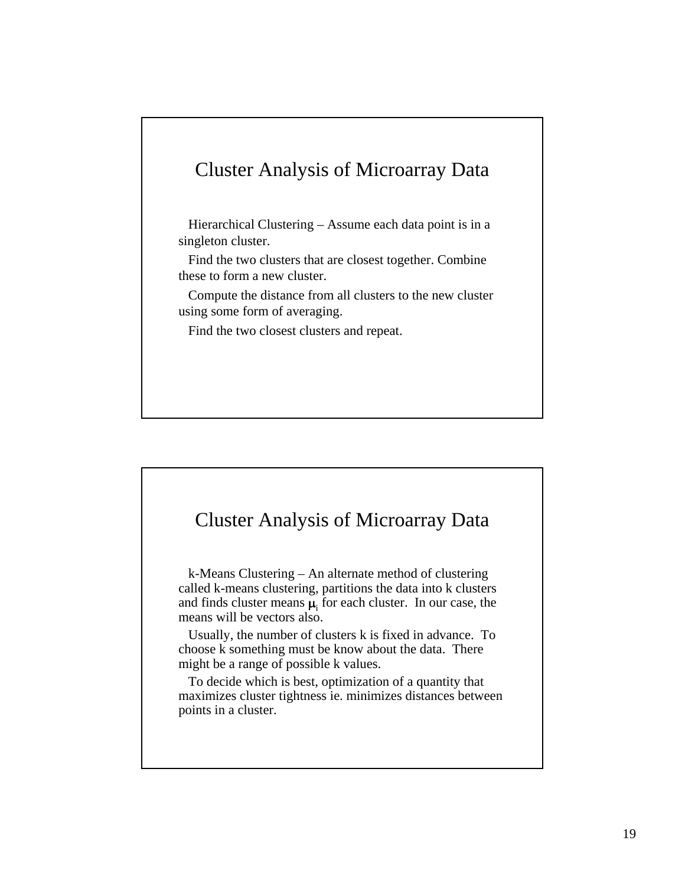## Cluster Analysis of Microarray Data

Hierarchical Clustering – Assume each data point is in a singleton cluster.

Find the two clusters that are closest together. Combine these to form a new cluster.

Compute the distance from all clusters to the new cluster using some form of averaging.

Find the two closest clusters and repeat.

## Cluster Analysis of Microarray Data

k-Means Clustering – An alternate method of clustering called k-means clustering, partitions the data into k clusters and finds cluster means $\mu_i$ for each cluster. In our case, the means will be vectors also.

Usually, the number of clusters k is fixed in advance. To choose k something must be know about the data. There might be a range of possible k values.

To decide which is best, optimization of a quantity that maximizes cluster tightness ie. minimizes distances between points in a cluster.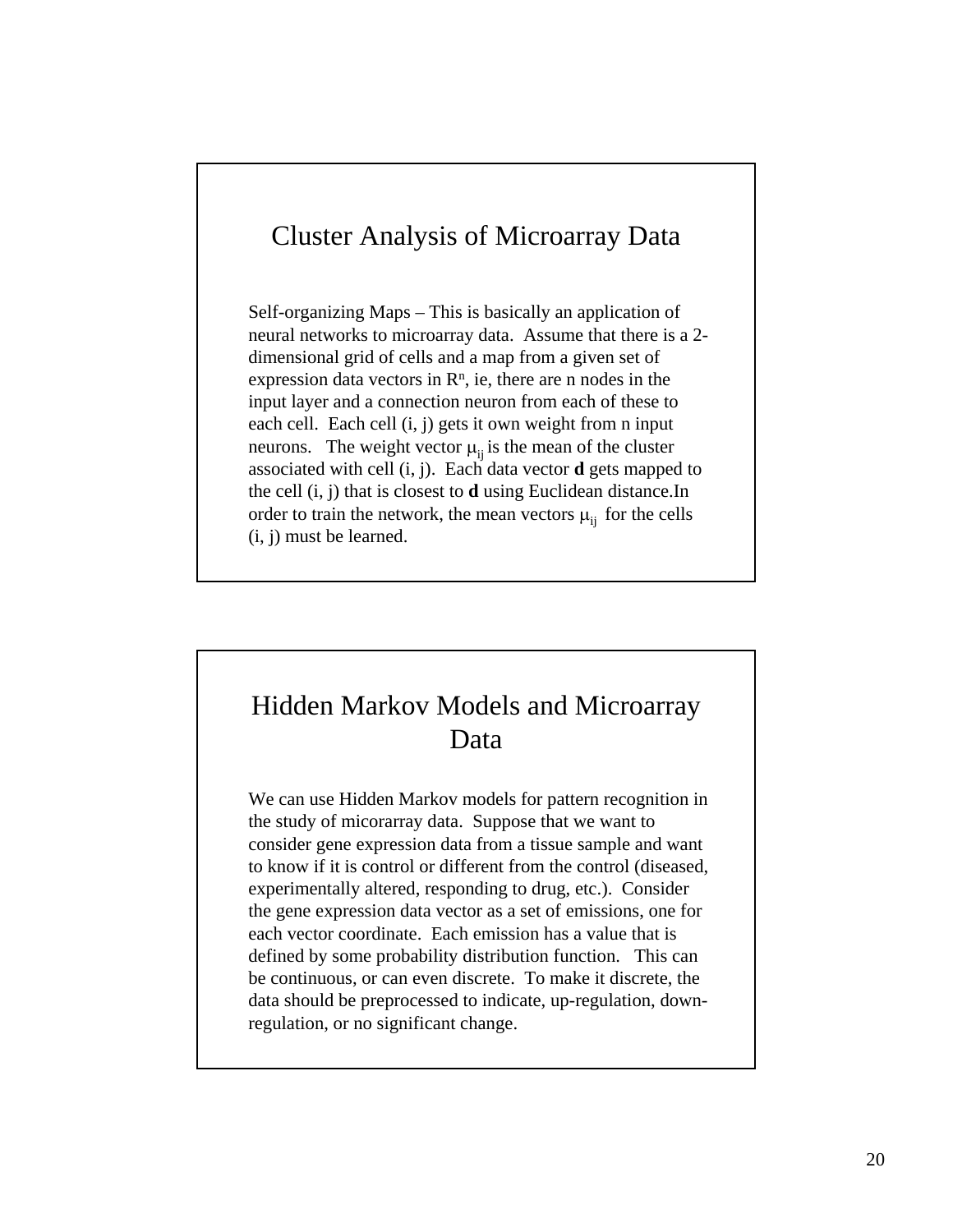## Cluster Analysis of Microarray Data

Self-organizing Maps – This is basically an application of neural networks to microarray data. Assume that there is a 2-dimensional grid of cells and a map from a given set of expression data vectors in $R^n$, ie, there are n nodes in the input layer and a connection neuron from each of these to each cell. Each cell (i, j) gets it own weight from n input neurons. The weight vector $\mu_{ij}$ is the mean of the cluster associated with cell (i, j). Each data vector **d** gets mapped to the cell (i, j) that is closest to **d** using Euclidean distance.In order to train the network, the mean vectors $\mu_{ij}$ for the cells (i, j) must be learned.

## Hidden Markov Models and Microarray Data

We can use Hidden Markov models for pattern recognition in the study of micorarray data. Suppose that we want to consider gene expression data from a tissue sample and want to know if it is control or different from the control (diseased, experimentally altered, responding to drug, etc.). Consider the gene expression data vector as a set of emissions, one for each vector coordinate. Each emission has a value that is defined by some probability distribution function. This can be continuous, or can even discrete. To make it discrete, the data should be preprocessed to indicate, up-regulation, down-regulation, or no significant change.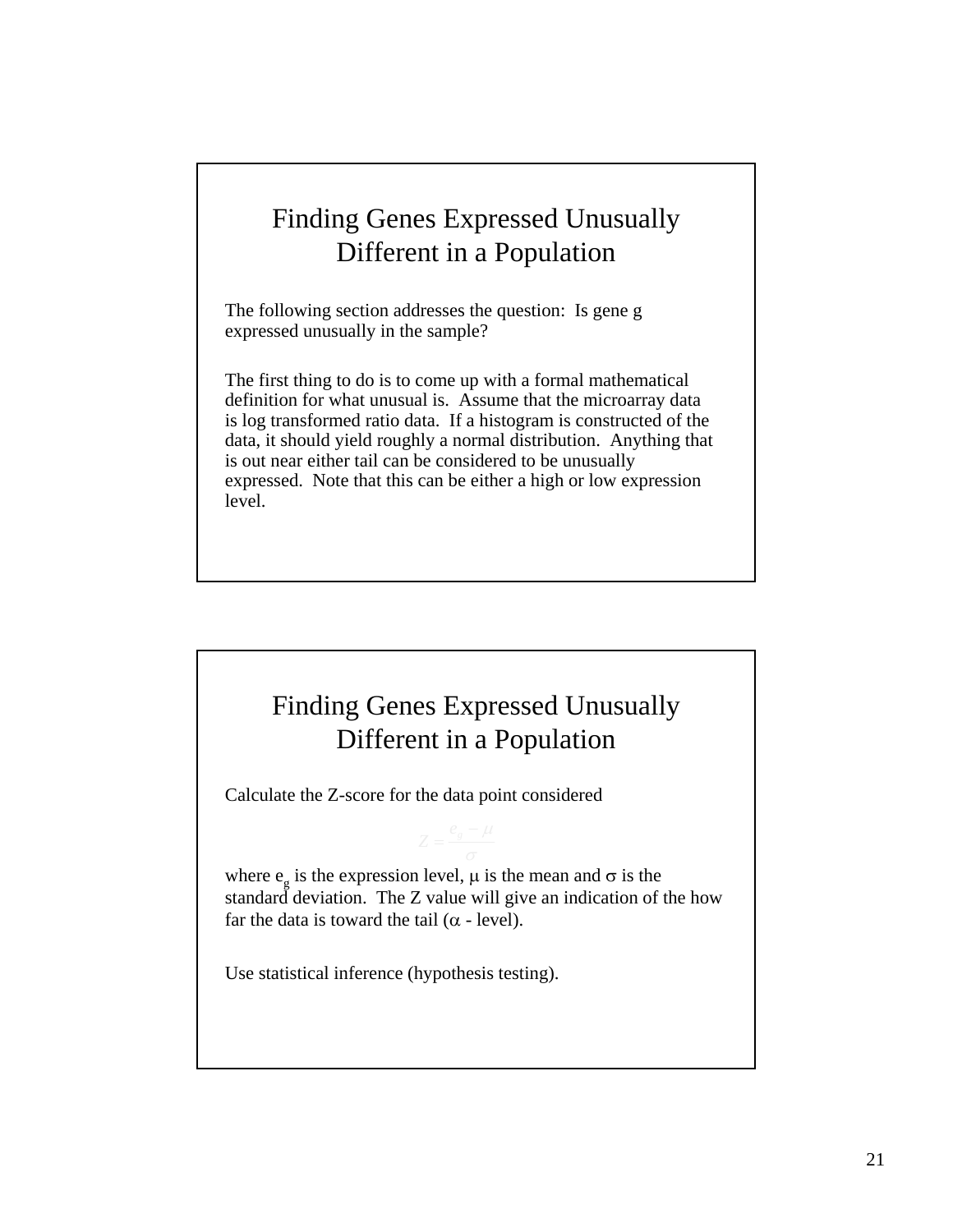## Finding Genes Expressed Unusually Different in a Population

The following section addresses the question: Is gene g expressed unusually in the sample?

The first thing to do is to come up with a formal mathematical definition for what unusual is. Assume that the microarray data is log transformed ratio data. If a histogram is constructed of the data, it should yield roughly a normal distribution. Anything that is out near either tail can be considered to be unusually expressed. Note that this can be either a high or low expression level.

## Finding Genes Expressed Unusually Different in a Population

Calculate the Z-score for the data point considered

$$Z = \frac{e_g - \mu}{\sigma}$$

where $e_g$ is the expression level, $\mu$ is the mean and $\sigma$ is the standard deviation. The Z value will give an indication of the how far the data is toward the tail ($\alpha$ - level).

Use statistical inference (hypothesis testing).